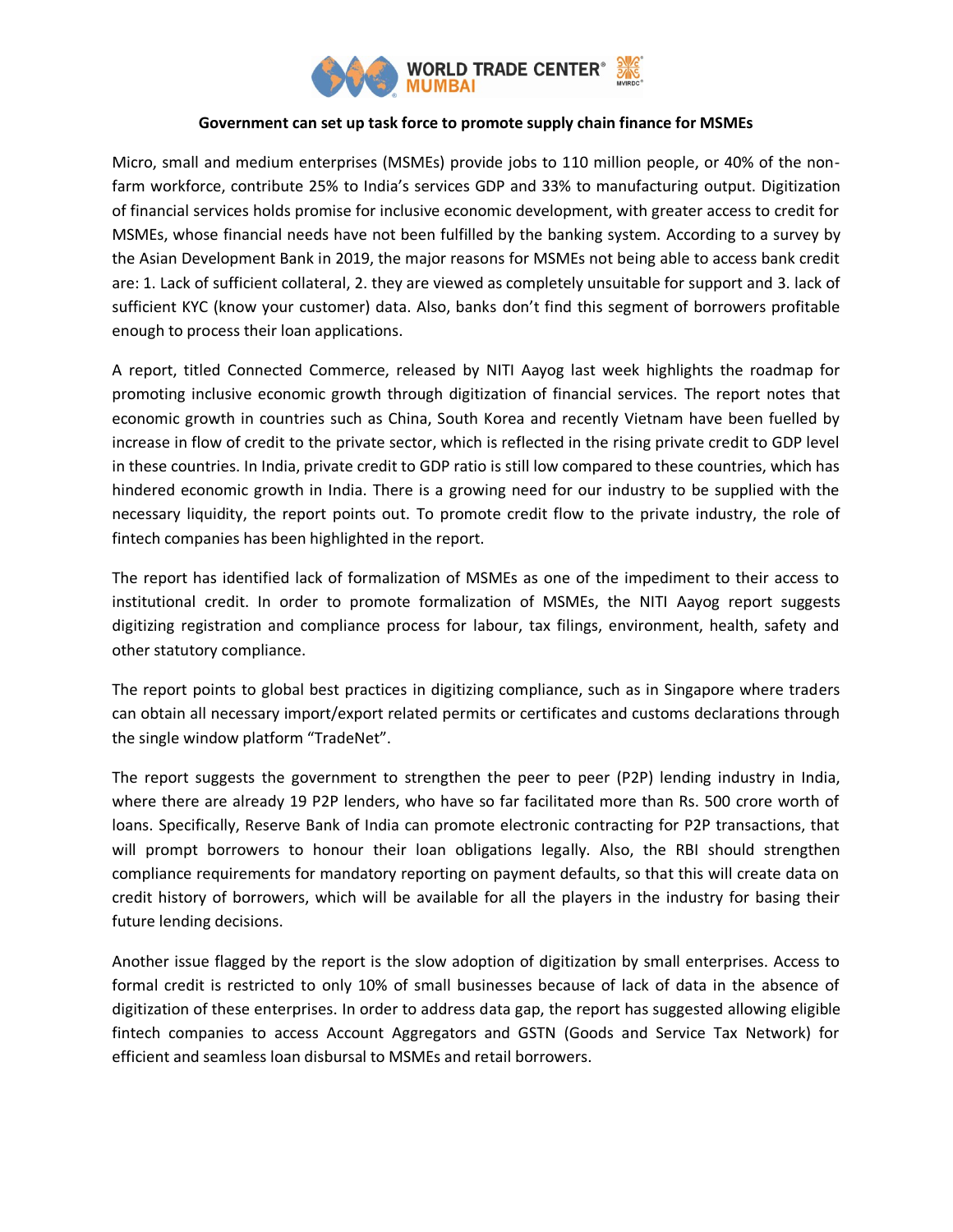# Government can set up task force to promote supply chain finance for MSMEs

Micro, small and medium enterprises (MSMEs) provide jobs to 110 million people, or 40% of the non-farm workforce, contribute 25% to India's services GDP and 33% to manufacturing output. Digitization of financial services holds promise for inclusive economic development, with greater access to credit for MSMEs, whose financial needs have not been fulfilled by the banking system. According to a survey by the Asian Development Bank in 2019, the major reasons for MSMEs not being able to access bank credit are: 1. Lack of sufficient collateral, 2. they are viewed as completely unsuitable for support and 3. lack of sufficient KYC (know your customer) data. Also, banks don't find this segment of borrowers profitable enough to process their loan applications.

A report, titled Connected Commerce, released by NITI Aayog last week highlights the roadmap for promoting inclusive economic growth through digitization of financial services. The report notes that economic growth in countries such as China, South Korea and recently Vietnam have been fuelled by increase in flow of credit to the private sector, which is reflected in the rising private credit to GDP level in these countries. In India, private credit to GDP ratio is still low compared to these countries, which has hindered economic growth in India. There is a growing need for our industry to be supplied with the necessary liquidity, the report points out. To promote credit flow to the private industry, the role of fintech companies has been highlighted in the report.

The report has identified lack of formalization of MSMEs as one of the impediment to their access to institutional credit. In order to promote formalization of MSMEs, the NITI Aayog report suggests digitizing registration and compliance process for labour, tax filings, environment, health, safety and other statutory compliance.

The report points to global best practices in digitizing compliance, such as in Singapore where traders can obtain all necessary import/export related permits or certificates and customs declarations through the single window platform "TradeNet".

The report suggests the government to strengthen the peer to peer (P2P) lending industry in India, where there are already 19 P2P lenders, who have so far facilitated more than Rs. 500 crore worth of loans. Specifically, Reserve Bank of India can promote electronic contracting for P2P transactions, that will prompt borrowers to honour their loan obligations legally. Also, the RBI should strengthen compliance requirements for mandatory reporting on payment defaults, so that this will create data on credit history of borrowers, which will be available for all the players in the industry for basing their future lending decisions.

Another issue flagged by the report is the slow adoption of digitization by small enterprises. Access to formal credit is restricted to only 10% of small businesses because of lack of data in the absence of digitization of these enterprises. In order to address data gap, the report has suggested allowing eligible fintech companies to access Account Aggregators and GSTN (Goods and Service Tax Network) for efficient and seamless loan disbursal to MSMEs and retail borrowers.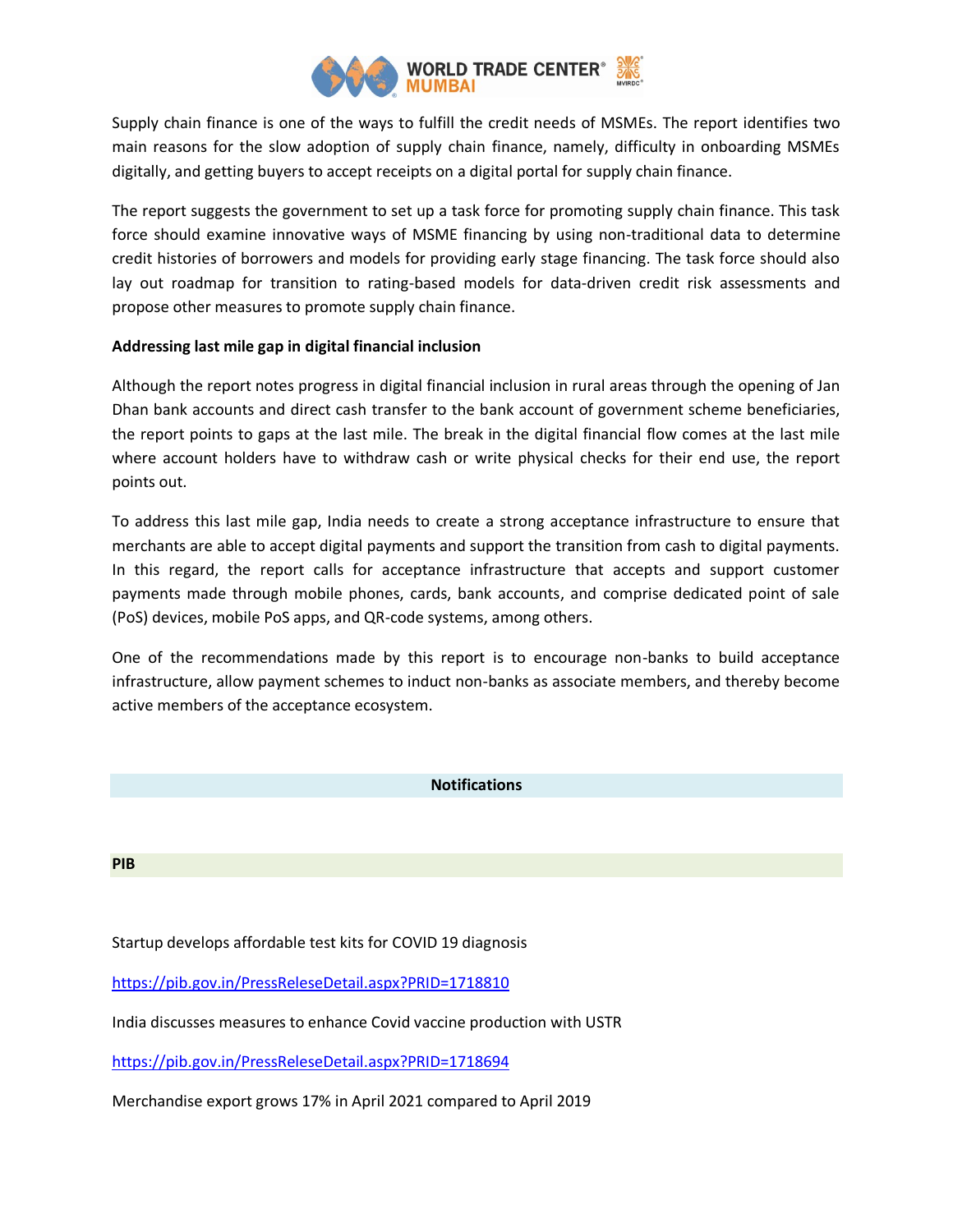Supply chain finance is one of the ways to fulfill the credit needs of MSMEs. The report identifies two main reasons for the slow adoption of supply chain finance, namely, difficulty in onboarding MSMEs digitally, and getting buyers to accept receipts on a digital portal for supply chain finance.

The report suggests the government to set up a task force for promoting supply chain finance. This task force should examine innovative ways of MSME financing by using non-traditional data to determine credit histories of borrowers and models for providing early stage financing. The task force should also lay out roadmap for transition to rating-based models for data-driven credit risk assessments and propose other measures to promote supply chain finance.

**Addressing last mile gap in digital financial inclusion**

Although the report notes progress in digital financial inclusion in rural areas through the opening of Jan Dhan bank accounts and direct cash transfer to the bank account of government scheme beneficiaries, the report points to gaps at the last mile. The break in the digital financial flow comes at the last mile where account holders have to withdraw cash or write physical checks for their end use, the report points out.

To address this last mile gap, India needs to create a strong acceptance infrastructure to ensure that merchants are able to accept digital payments and support the transition from cash to digital payments. In this regard, the report calls for acceptance infrastructure that accepts and support customer payments made through mobile phones, cards, bank accounts, and comprise dedicated point of sale (PoS) devices, mobile PoS apps, and QR-code systems, among others.

One of the recommendations made by this report is to encourage non-banks to build acceptance infrastructure, allow payment schemes to induct non-banks as associate members, and thereby become active members of the acceptance ecosystem.

## Notifications

**PIB**

Startup develops affordable test kits for COVID 19 diagnosis

https://pib.gov.in/PressReleseDetail.aspx?PRID=1718810

India discusses measures to enhance Covid vaccine production with USTR

https://pib.gov.in/PressReleseDetail.aspx?PRID=1718694

Merchandise export grows 17% in April 2021 compared to April 2019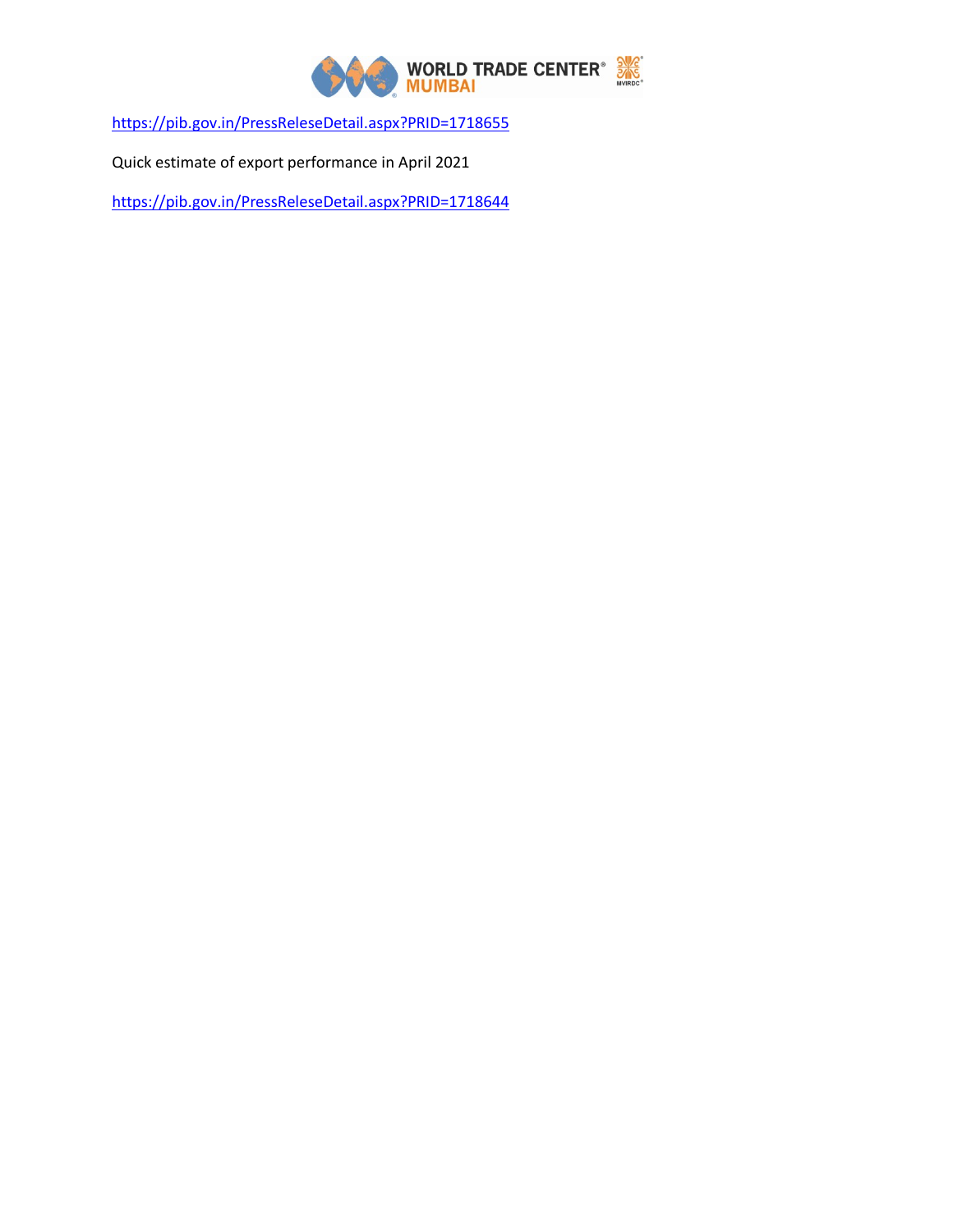https://pib.gov.in/PressReleseDetail.aspx?PRID=1718655

Quick estimate of export performance in April 2021

https://pib.gov.in/PressReleseDetail.aspx?PRID=1718644